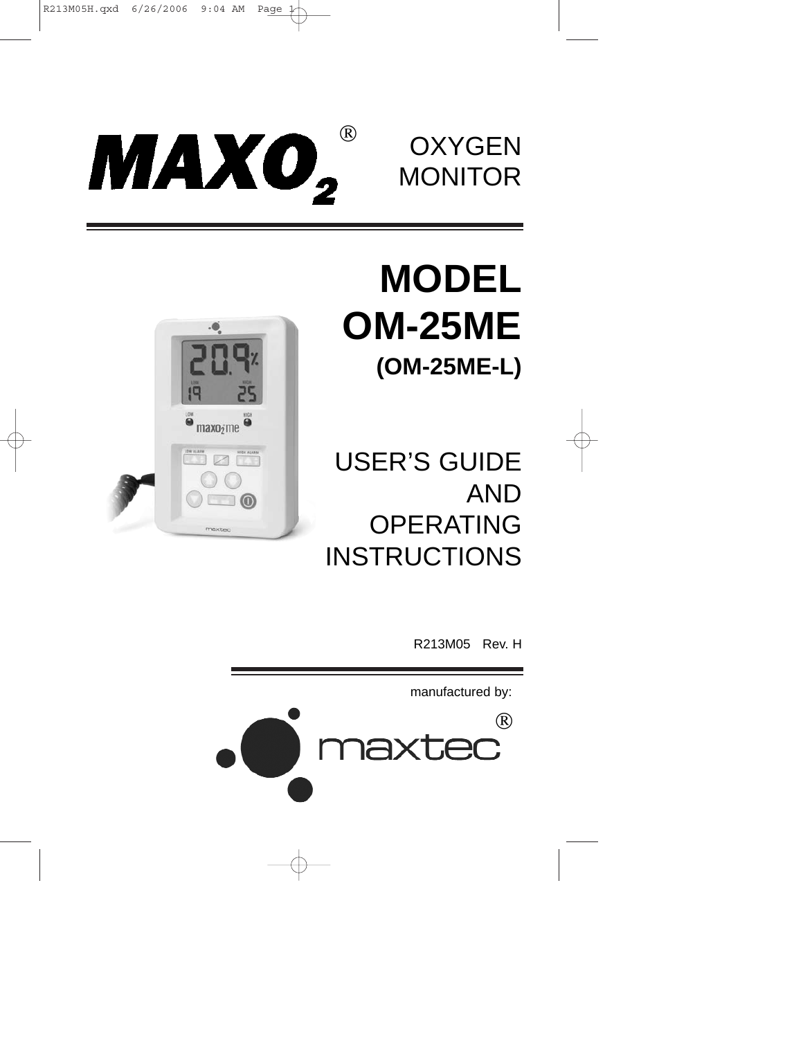# MAXO₂® OXYGEN MONITOR

# MODEL OM-25ME

## (OM-25ME-L)

## USER'S GUIDE AND OPERATING INSTRUCTIONS

R213M05 Rev. H

manufactured by:

maxtec®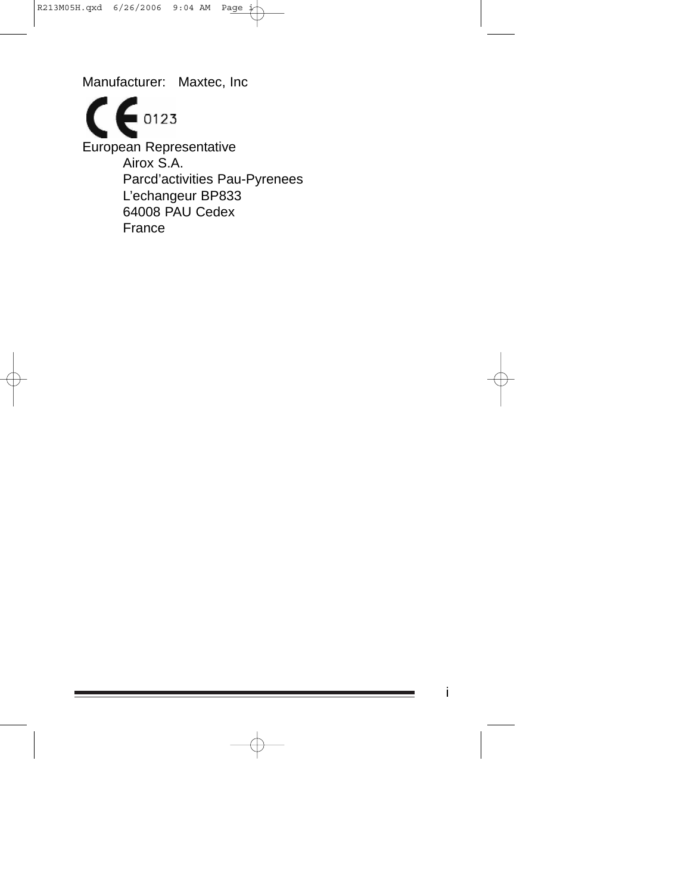Manufacturer: Maxtec, Inc

0123

European Representative

Airox S.A.
Parcd'activities Pau-Pyrenees
L'echangeur BP833
64008 PAU Cedex
France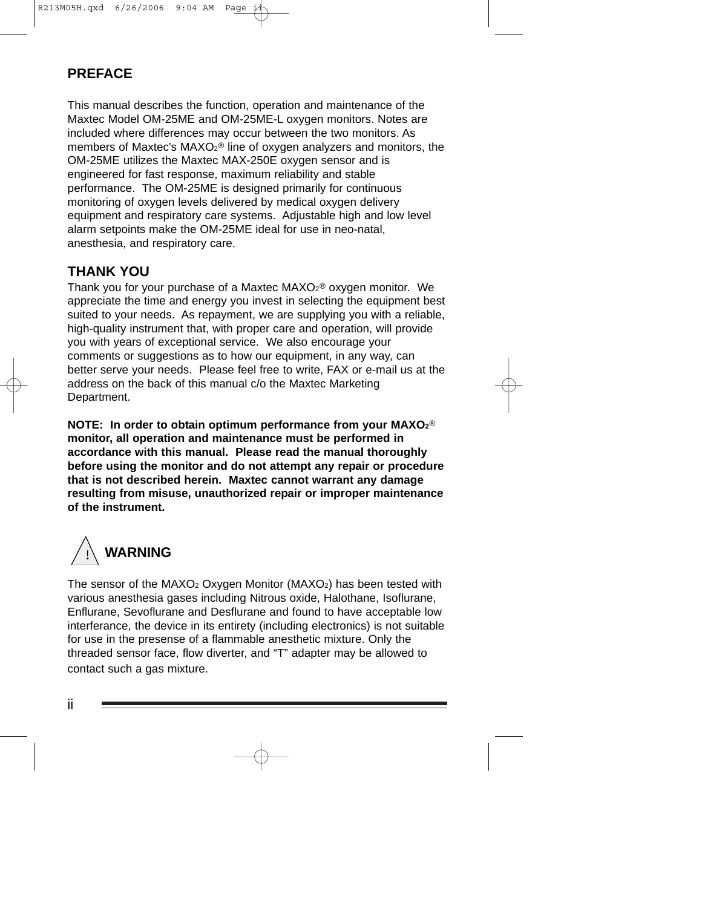## PREFACE

This manual describes the function, operation and maintenance of the Maxtec Model OM-25ME and OM-25ME-L oxygen monitors. Notes are included where differences may occur between the two monitors. As members of Maxtec's MAXO$_2$® line of oxygen analyzers and monitors, the OM-25ME utilizes the Maxtec MAX-250E oxygen sensor and is engineered for fast response, maximum reliability and stable performance. The OM-25ME is designed primarily for continuous monitoring of oxygen levels delivered by medical oxygen delivery equipment and respiratory care systems. Adjustable high and low level alarm setpoints make the OM-25ME ideal for use in neo-natal, anesthesia, and respiratory care.

## THANK YOU

Thank you for your purchase of a Maxtec MAXO$_2$® oxygen monitor. We appreciate the time and energy you invest in selecting the equipment best suited to your needs. As repayment, we are supplying you with a reliable, high-quality instrument that, with proper care and operation, will provide you with years of exceptional service. We also encourage your comments or suggestions as to how our equipment, in any way, can better serve your needs. Please feel free to write, FAX or e-mail us at the address on the back of this manual c/o the Maxtec Marketing Department.

**NOTE: In order to obtain optimum performance from your MAXO$_2$® monitor, all operation and maintenance must be performed in accordance with this manual. Please read the manual thoroughly before using the monitor and do not attempt any repair or procedure that is not described herein. Maxtec cannot warrant any damage resulting from misuse, unauthorized repair or improper maintenance of the instrument.**

## ⚠ WARNING

The sensor of the MAXO$_2$ Oxygen Monitor (MAXO$_2$) has been tested with various anesthesia gases including Nitrous oxide, Halothane, Isoflurane, Enflurane, Sevoflurane and Desflurane and found to have acceptable low interferance, the device in its entirety (including electronics) is not suitable for use in the presense of a flammable anesthetic mixture. Only the threaded sensor face, flow diverter, and “T” adapter may be allowed to contact such a gas mixture.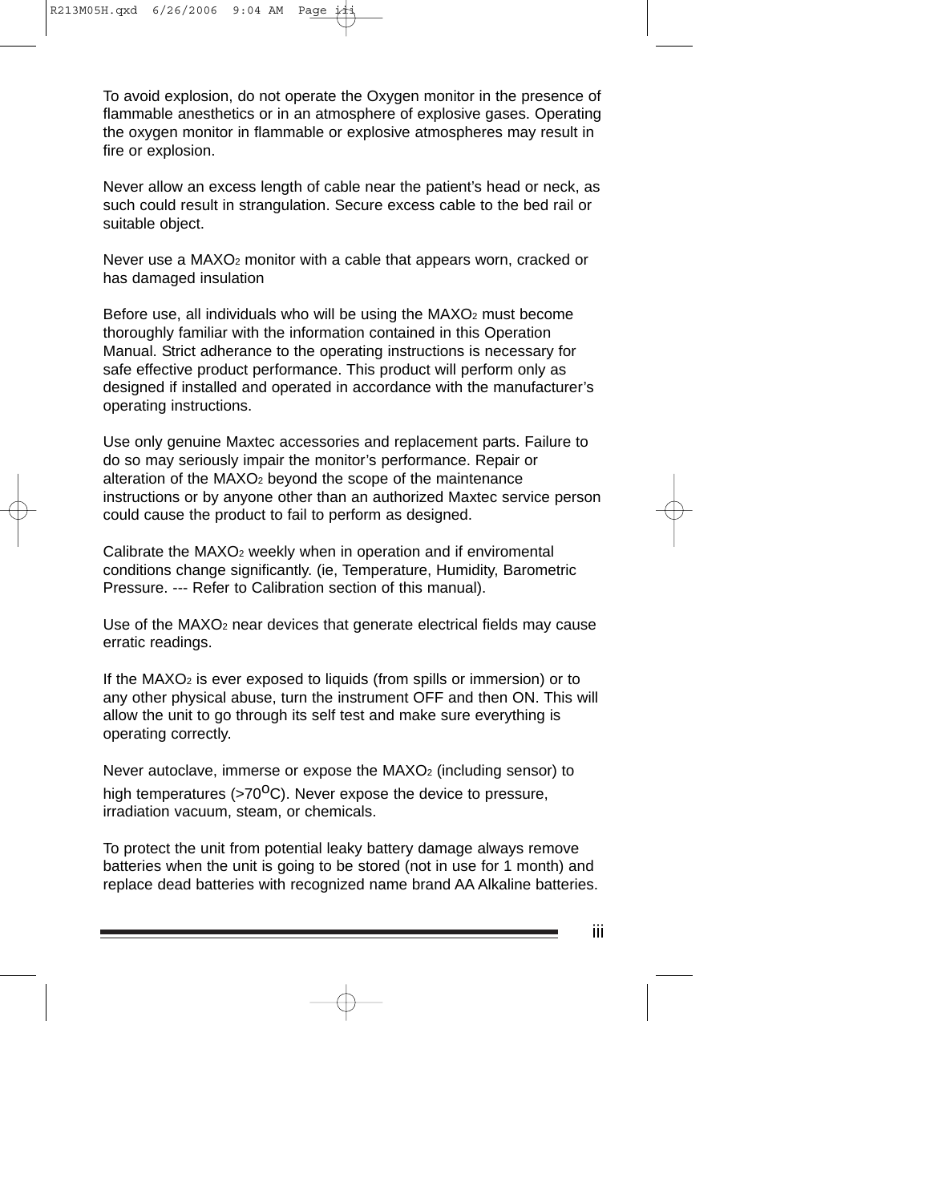To avoid explosion, do not operate the Oxygen monitor in the presence of flammable anesthetics or in an atmosphere of explosive gases. Operating the oxygen monitor in flammable or explosive atmospheres may result in fire or explosion.

Never allow an excess length of cable near the patient's head or neck, as such could result in strangulation. Secure excess cable to the bed rail or suitable object.

Never use a $MAXO_2$ monitor with a cable that appears worn, cracked or has damaged insulation

Before use, all individuals who will be using the $MAXO_2$ must become thoroughly familiar with the information contained in this Operation Manual. Strict adherance to the operating instructions is necessary for safe effective product performance. This product will perform only as designed if installed and operated in accordance with the manufacturer's operating instructions.

Use only genuine Maxtec accessories and replacement parts. Failure to do so may seriously impair the monitor's performance. Repair or alteration of the $MAXO_2$ beyond the scope of the maintenance instructions or by anyone other than an authorized Maxtec service person could cause the product to fail to perform as designed.

Calibrate the $MAXO_2$ weekly when in operation and if enviromental conditions change significantly. (ie, Temperature, Humidity, Barometric Pressure. --- Refer to Calibration section of this manual).

Use of the $MAXO_2$ near devices that generate electrical fields may cause erratic readings.

If the $MAXO_2$ is ever exposed to liquids (from spills or immersion) or to any other physical abuse, turn the instrument OFF and then ON. This will allow the unit to go through its self test and make sure everything is operating correctly.

Never autoclave, immerse or expose the $MAXO_2$ (including sensor) to high temperatures (>70$^{o}$C). Never expose the device to pressure, irradiation vacuum, steam, or chemicals.

To protect the unit from potential leaky battery damage always remove batteries when the unit is going to be stored (not in use for 1 month) and replace dead batteries with recognized name brand AA Alkaline batteries.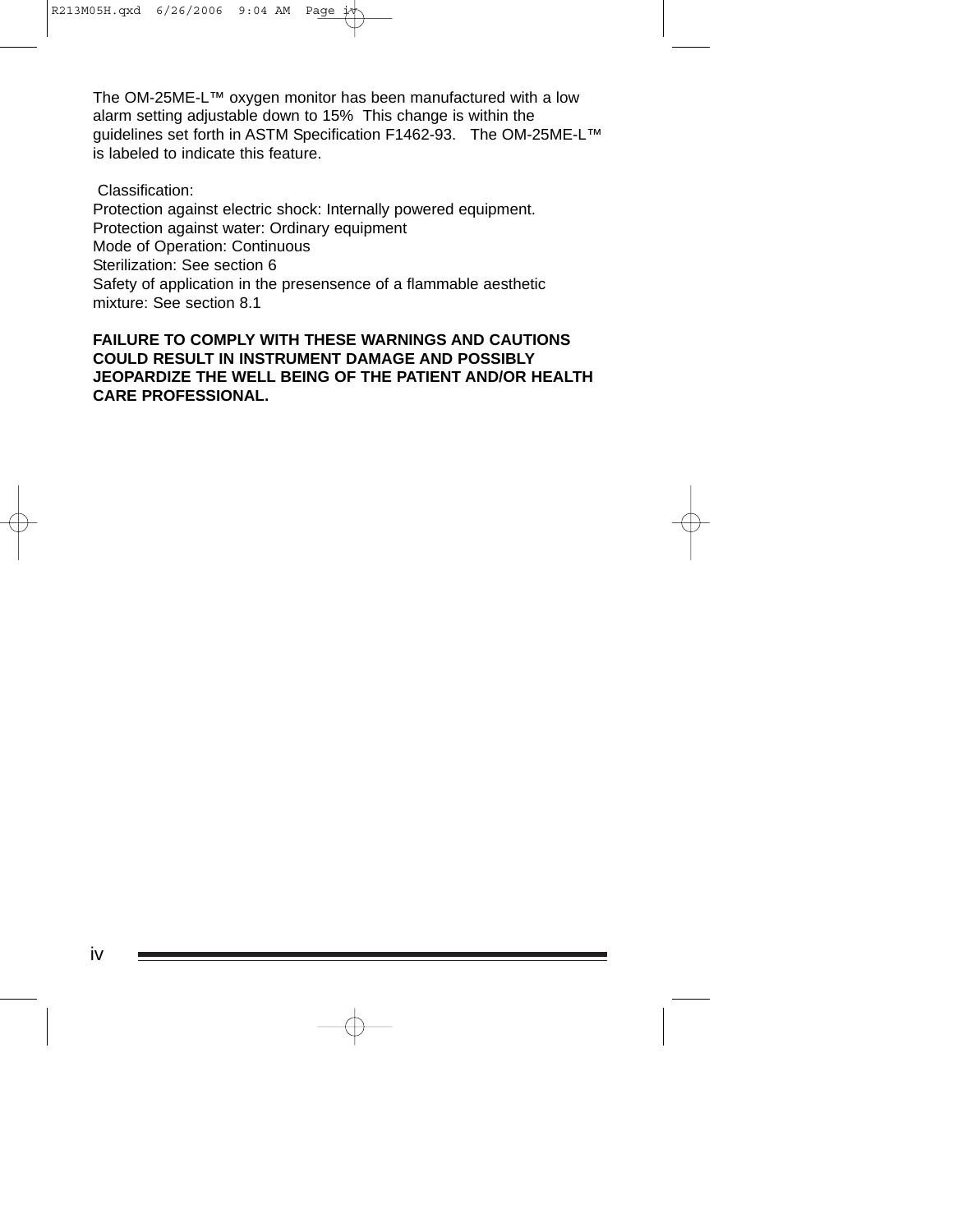The OM-25ME-L™ oxygen monitor has been manufactured with a low alarm setting adjustable down to 15%  This change is within the guidelines set forth in ASTM Specification F1462-93.   The OM-25ME-L™ is labeled to indicate this feature.

Classification:
Protection against electric shock: Internally powered equipment.
Protection against water: Ordinary equipment
Mode of Operation: Continuous
Sterilization: See section 6
Safety of application in the presensence of a flammable aesthetic mixture: See section 8.1

**FAILURE TO COMPLY WITH THESE WARNINGS AND CAUTIONS COULD RESULT IN INSTRUMENT DAMAGE AND POSSIBLY JEOPARDIZE THE WELL BEING OF THE PATIENT AND/OR HEALTH CARE PROFESSIONAL.**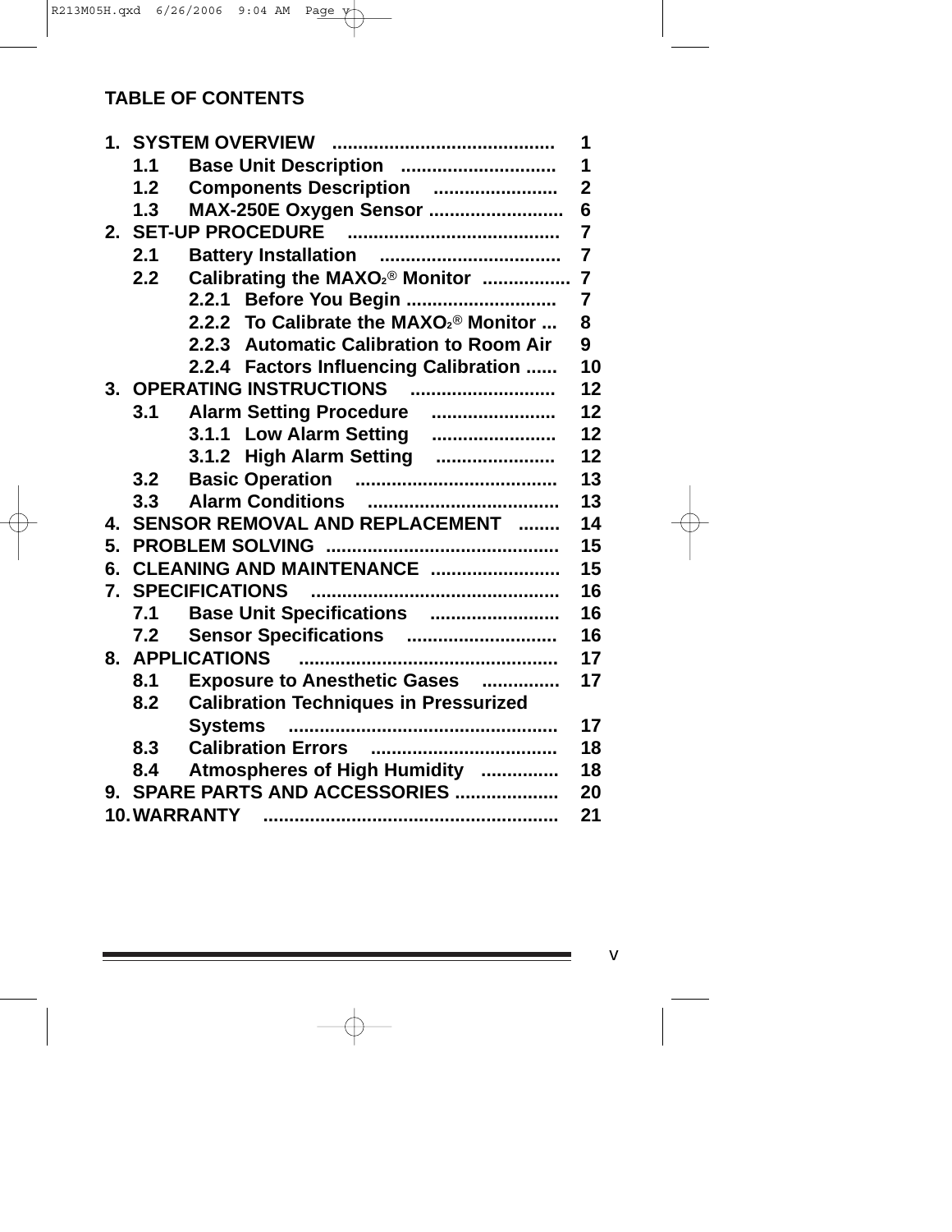# TABLE OF CONTENTS

1. SYSTEM OVERVIEW .......................................... 1
   - 1.1 Base Unit Description ............................. 1
   - 1.2 Components Description ....................... 2
   - 1.3 MAX-250E Oxygen Sensor ......................... 6
2. SET-UP PROCEDURE ........................................ 7
   - 2.1 Battery Installation .................................. 7
   - 2.2 Calibrating the MAXO$_2$® Monitor ................ 7
     - 2.2.1 Before You Begin ............................ 7
     - 2.2.2 To Calibrate the MAXO$_2$® Monitor ... 8
     - 2.2.3 Automatic Calibration to Room Air 9
     - 2.2.4 Factors Influencing Calibration ...... 10
3. OPERATING INSTRUCTIONS ........................... 12
   - 3.1 Alarm Setting Procedure ....................... 12
     - 3.1.1 Low Alarm Setting ....................... 12
     - 3.1.2 High Alarm Setting ...................... 12
   - 3.2 Basic Operation ...................................... 13
   - 3.3 Alarm Conditions .................................... 13
4. SENSOR REMOVAL AND REPLACEMENT ........ 14
5. PROBLEM SOLVING ............................................ 15
6. CLEANING AND MAINTENANCE ......................... 15
7. SPECIFICATIONS ............................................... 16
   - 7.1 Base Unit Specifications ........................ 16
   - 7.2 Sensor Specifications ............................ 16
8. APPLICATIONS ................................................. 17
   - 8.1 Exposure to Anesthetic Gases .............. 17
   - 8.2 Calibration Techniques in Pressurized Systems .................................................. 17
   - 8.3 Calibration Errors ................................... 18
   - 8.4 Atmospheres of High Humidity .............. 18
9. SPARE PARTS AND ACCESSORIES ................... 20
10. WARRANTY ........................................................ 21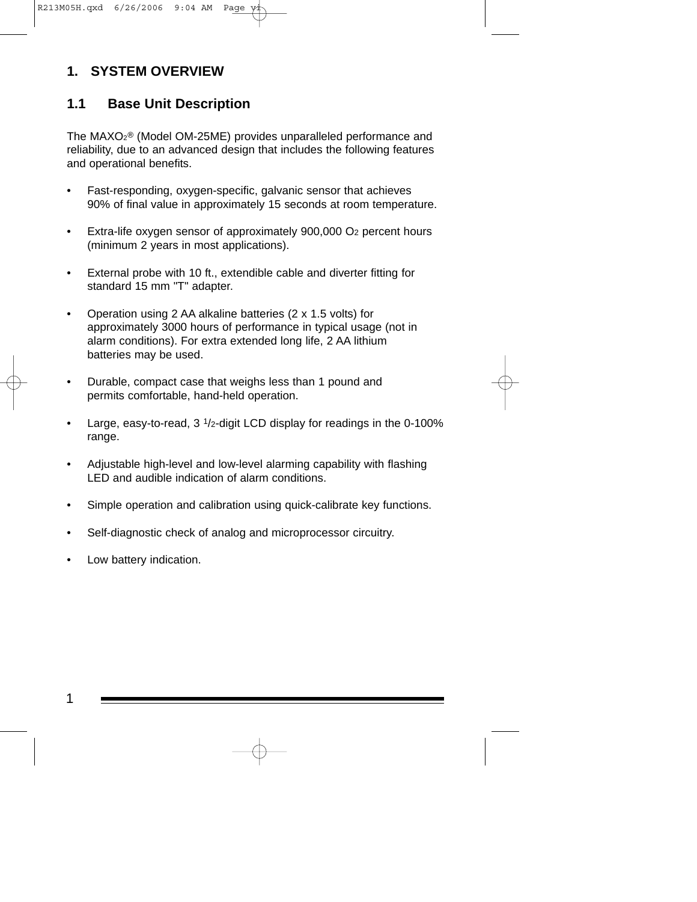# 1. SYSTEM OVERVIEW

## 1.1 Base Unit Description

The MAXO$_2$® (Model OM-25ME) provides unparalleled performance and reliability, due to an advanced design that includes the following features and operational benefits.

- Fast-responding, oxygen-specific, galvanic sensor that achieves 90% of final value in approximately 15 seconds at room temperature.

- Extra-life oxygen sensor of approximately 900,000 $O_2$ percent hours (minimum 2 years in most applications).

- External probe with 10 ft., extendible cable and diverter fitting for standard 15 mm "T" adapter.

- Operation using 2 AA alkaline batteries (2 x 1.5 volts) for approximately 3000 hours of performance in typical usage (not in alarm conditions). For extra extended long life, 2 AA lithium batteries may be used.

- Durable, compact case that weighs less than 1 pound and permits comfortable, hand-held operation.

- Large, easy-to-read, 3 1/2-digit LCD display for readings in the 0-100% range.

- Adjustable high-level and low-level alarming capability with flashing LED and audible indication of alarm conditions.

- Simple operation and calibration using quick-calibrate key functions.

- Self-diagnostic check of analog and microprocessor circuitry.

- Low battery indication.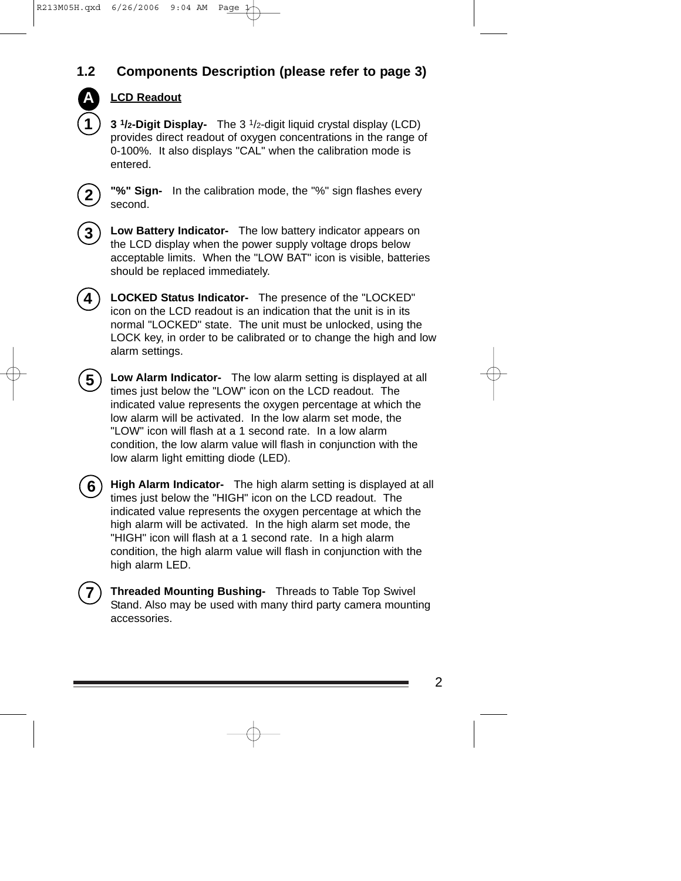## 1.2 Components Description (please refer to page 3)

**A** **LCD Readout**

**1** **3 1/2-Digit Display-** The 3 1/2-digit liquid crystal display (LCD) provides direct readout of oxygen concentrations in the range of 0-100%. It also displays "CAL" when the calibration mode is entered.

**2** **"%" Sign-** In the calibration mode, the "%" sign flashes every second.

**3** **Low Battery Indicator-** The low battery indicator appears on the LCD display when the power supply voltage drops below acceptable limits. When the "LOW BAT" icon is visible, batteries should be replaced immediately.

**4** **LOCKED Status Indicator-** The presence of the "LOCKED" icon on the LCD readout is an indication that the unit is in its normal "LOCKED" state. The unit must be unlocked, using the LOCK key, in order to be calibrated or to change the high and low alarm settings.

**5** **Low Alarm Indicator-** The low alarm setting is displayed at all times just below the "LOW" icon on the LCD readout. The indicated value represents the oxygen percentage at which the low alarm will be activated. In the low alarm set mode, the "LOW" icon will flash at a 1 second rate. In a low alarm condition, the low alarm value will flash in conjunction with the low alarm light emitting diode (LED).

**6** **High Alarm Indicator-** The high alarm setting is displayed at all times just below the "HIGH" icon on the LCD readout. The indicated value represents the oxygen percentage at which the high alarm will be activated. In the high alarm set mode, the "HIGH" icon will flash at a 1 second rate. In a high alarm condition, the high alarm value will flash in conjunction with the high alarm LED.

**7** **Threaded Mounting Bushing-** Threads to Table Top Swivel Stand. Also may be used with many third party camera mounting accessories.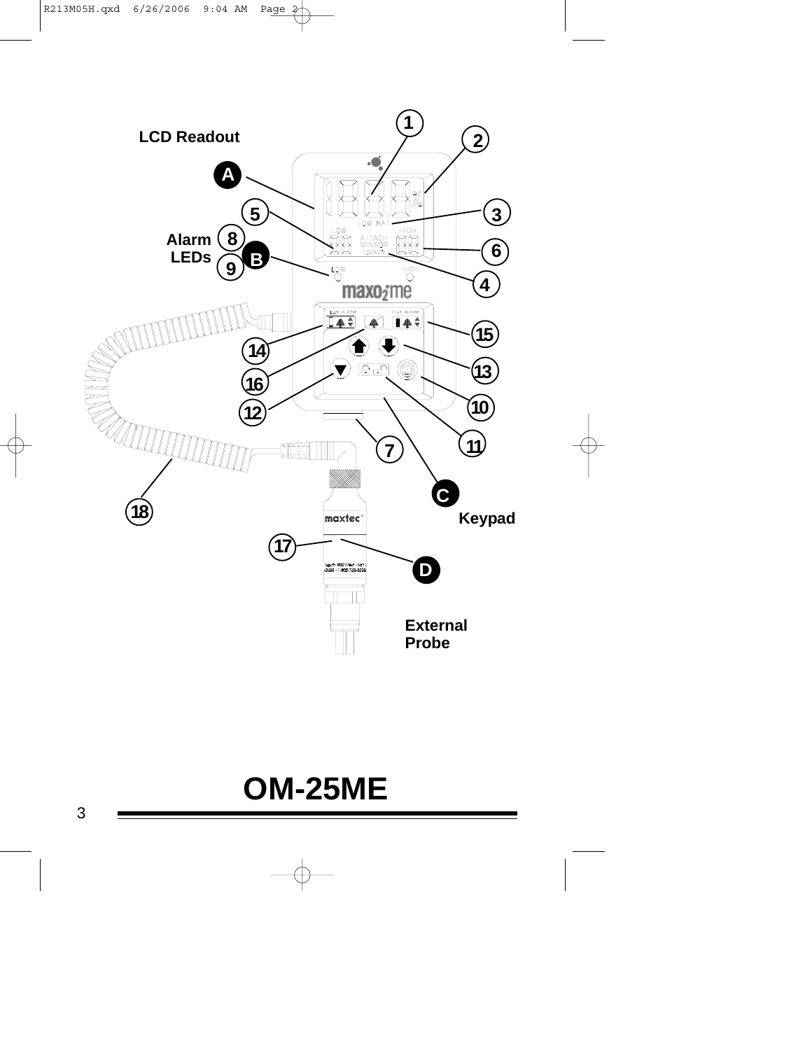LCD Readout

A

1

2

5

3

Alarm LEDs

8

9

B

6

4

14

15

16

13

12

10

7

11

18

C

Keypad

17

D

External Probe

# OM-25ME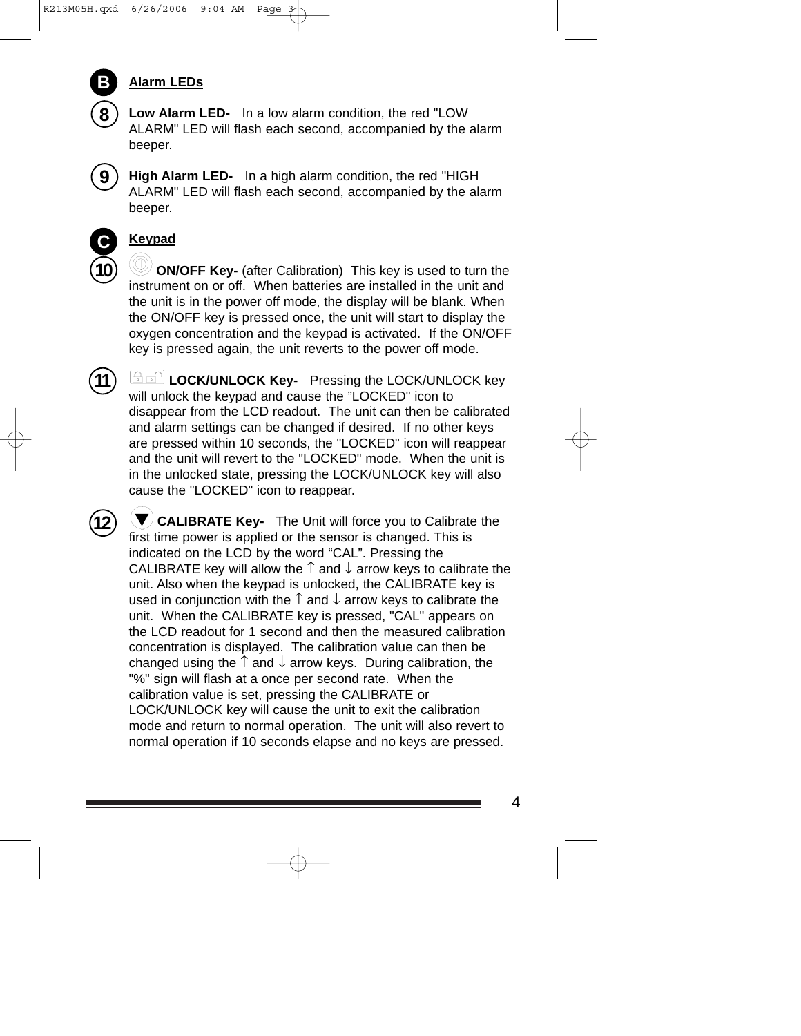**B** **Alarm LEDs**

**8** **Low Alarm LED-** In a low alarm condition, the red "LOW ALARM" LED will flash each second, accompanied by the alarm beeper.

**9** **High Alarm LED-** In a high alarm condition, the red "HIGH ALARM" LED will flash each second, accompanied by the alarm beeper.

**C** **Keypad**

**10** **ON/OFF Key-** (after Calibration) This key is used to turn the instrument on or off. When batteries are installed in the unit and the unit is in the power off mode, the display will be blank. When the ON/OFF key is pressed once, the unit will start to display the oxygen concentration and the keypad is activated. If the ON/OFF key is pressed again, the unit reverts to the power off mode.

**11** **LOCK/UNLOCK Key-** Pressing the LOCK/UNLOCK key will unlock the keypad and cause the "LOCKED" icon to disappear from the LCD readout. The unit can then be calibrated and alarm settings can be changed if desired. If no other keys are pressed within 10 seconds, the "LOCKED" icon will reappear and the unit will revert to the "LOCKED" mode. When the unit is in the unlocked state, pressing the LOCK/UNLOCK key will also cause the "LOCKED" icon to reappear.

**12** ▼ **CALIBRATE Key-** The Unit will force you to Calibrate the first time power is applied or the sensor is changed. This is indicated on the LCD by the word “CAL”. Pressing the CALIBRATE key will allow the ↑ and ↓ arrow keys to calibrate the unit. Also when the keypad is unlocked, the CALIBRATE key is used in conjunction with the ↑ and ↓ arrow keys to calibrate the unit. When the CALIBRATE key is pressed, "CAL" appears on the LCD readout for 1 second and then the measured calibration concentration is displayed. The calibration value can then be changed using the ↑ and ↓ arrow keys. During calibration, the "%" sign will flash at a once per second rate. When the calibration value is set, pressing the CALIBRATE or LOCK/UNLOCK key will cause the unit to exit the calibration mode and return to normal operation. The unit will also revert to normal operation if 10 seconds elapse and no keys are pressed.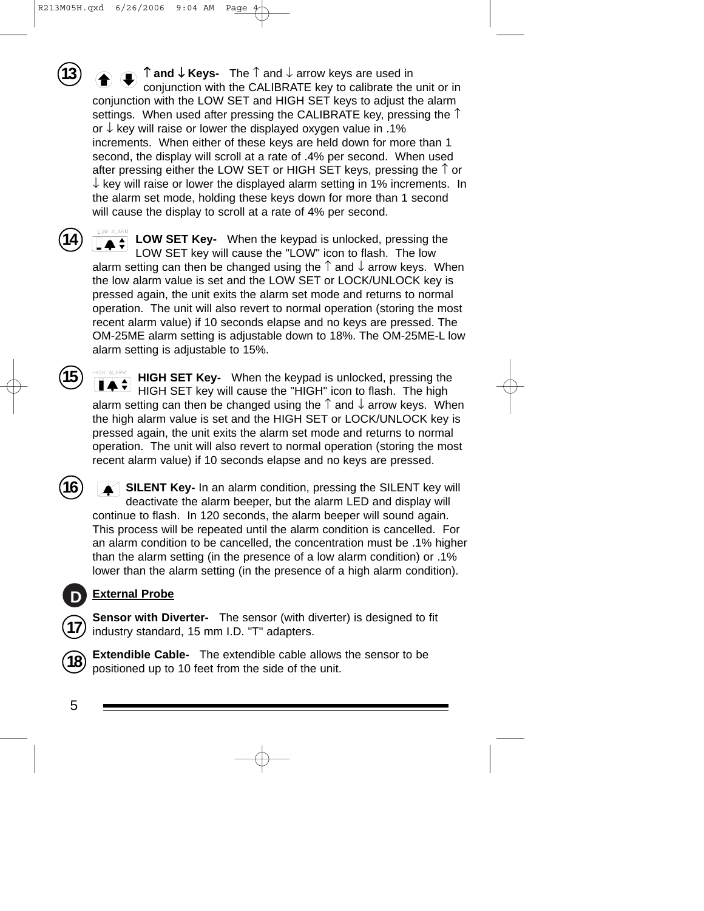**13** **↑ and ↓ Keys-** The ↑ and ↓ arrow keys are used in conjunction with the CALIBRATE key to calibrate the unit or in conjunction with the LOW SET and HIGH SET keys to adjust the alarm settings. When used after pressing the CALIBRATE key, pressing the ↑ or ↓ key will raise or lower the displayed oxygen value in .1% increments. When either of these keys are held down for more than 1 second, the display will scroll at a rate of .4% per second. When used after pressing either the LOW SET or HIGH SET keys, pressing the ↑ or ↓ key will raise or lower the displayed alarm setting in 1% increments. In the alarm set mode, holding these keys down for more than 1 second will cause the display to scroll at a rate of 4% per second.

**14** **LOW SET Key-** When the keypad is unlocked, pressing the LOW SET key will cause the "LOW" icon to flash. The low alarm setting can then be changed using the ↑ and ↓ arrow keys. When the low alarm value is set and the LOW SET or LOCK/UNLOCK key is pressed again, the unit exits the alarm set mode and returns to normal operation. The unit will also revert to normal operation (storing the most recent alarm value) if 10 seconds elapse and no keys are pressed. The OM-25ME alarm setting is adjustable down to 18%. The OM-25ME-L low alarm setting is adjustable to 15%.

**15** **HIGH SET Key-** When the keypad is unlocked, pressing the HIGH SET key will cause the "HIGH" icon to flash. The high alarm setting can then be changed using the ↑ and ↓ arrow keys. When the high alarm value is set and the HIGH SET or LOCK/UNLOCK key is pressed again, the unit exits the alarm set mode and returns to normal operation. The unit will also revert to normal operation (storing the most recent alarm value) if 10 seconds elapse and no keys are pressed.

**16** **SILENT Key-** In an alarm condition, pressing the SILENT key will deactivate the alarm beeper, but the alarm LED and display will continue to flash. In 120 seconds, the alarm beeper will sound again. This process will be repeated until the alarm condition is cancelled. For an alarm condition to be cancelled, the concentration must be .1% higher than the alarm setting (in the presence of a low alarm condition) or .1% lower than the alarm setting (in the presence of a high alarm condition).

## D External Probe

**17** **Sensor with Diverter-** The sensor (with diverter) is designed to fit industry standard, 15 mm I.D. "T" adapters.

**18** **Extendible Cable-** The extendible cable allows the sensor to be positioned up to 10 feet from the side of the unit.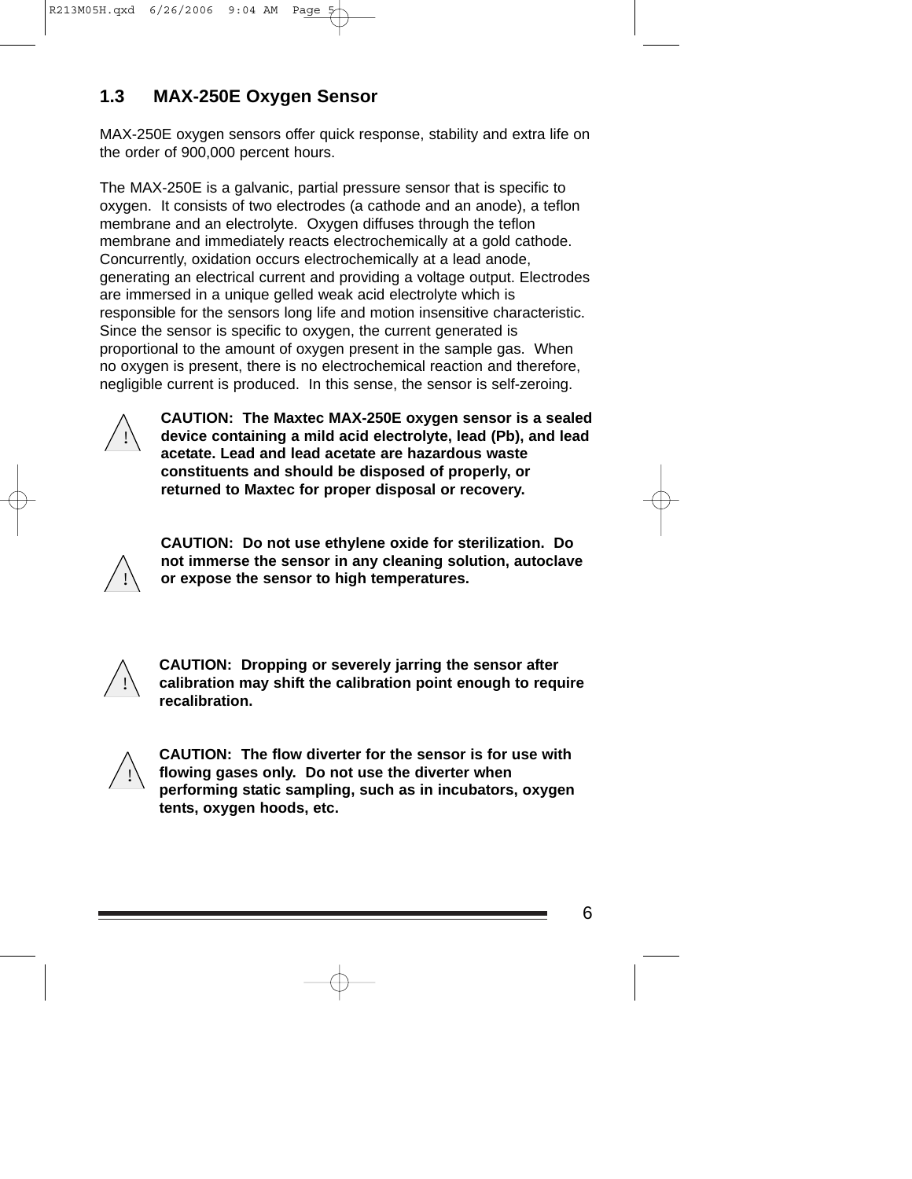## 1.3 MAX-250E Oxygen Sensor

MAX-250E oxygen sensors offer quick response, stability and extra life on the order of 900,000 percent hours.

The MAX-250E is a galvanic, partial pressure sensor that is specific to oxygen. It consists of two electrodes (a cathode and an anode), a teflon membrane and an electrolyte. Oxygen diffuses through the teflon membrane and immediately reacts electrochemically at a gold cathode. Concurrently, oxidation occurs electrochemically at a lead anode, generating an electrical current and providing a voltage output. Electrodes are immersed in a unique gelled weak acid electrolyte which is responsible for the sensors long life and motion insensitive characteristic. Since the sensor is specific to oxygen, the current generated is proportional to the amount of oxygen present in the sample gas. When no oxygen is present, there is no electrochemical reaction and therefore, negligible current is produced. In this sense, the sensor is self-zeroing.

**CAUTION: The Maxtec MAX-250E oxygen sensor is a sealed device containing a mild acid electrolyte, lead (Pb), and lead acetate. Lead and lead acetate are hazardous waste constituents and should be disposed of properly, or returned to Maxtec for proper disposal or recovery.**

**CAUTION: Do not use ethylene oxide for sterilization. Do not immerse the sensor in any cleaning solution, autoclave or expose the sensor to high temperatures.**

**CAUTION: Dropping or severely jarring the sensor after calibration may shift the calibration point enough to require recalibration.**

**CAUTION: The flow diverter for the sensor is for use with flowing gases only. Do not use the diverter when performing static sampling, such as in incubators, oxygen tents, oxygen hoods, etc.**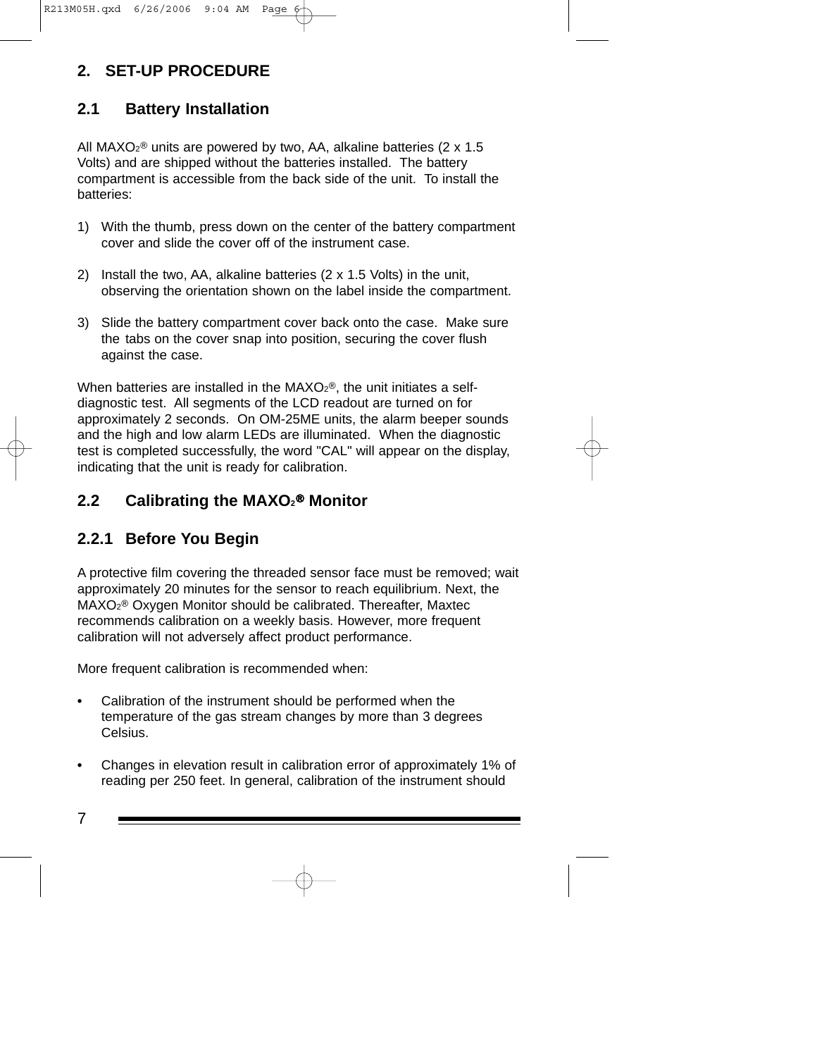## 2. SET-UP PROCEDURE

### 2.1 Battery Installation

All MAXO$_2$® units are powered by two, AA, alkaline batteries (2 x 1.5 Volts) and are shipped without the batteries installed. The battery compartment is accessible from the back side of the unit. To install the batteries:

1) With the thumb, press down on the center of the battery compartment cover and slide the cover off of the instrument case.

2) Install the two, AA, alkaline batteries (2 x 1.5 Volts) in the unit, observing the orientation shown on the label inside the compartment.

3) Slide the battery compartment cover back onto the case. Make sure the tabs on the cover snap into position, securing the cover flush against the case.

When batteries are installed in the MAXO$_2$®, the unit initiates a self-diagnostic test. All segments of the LCD readout are turned on for approximately 2 seconds. On OM-25ME units, the alarm beeper sounds and the high and low alarm LEDs are illuminated. When the diagnostic test is completed successfully, the word "CAL" will appear on the display, indicating that the unit is ready for calibration.

### 2.2 Calibrating the MAXO$_2$® Monitor

#### 2.2.1 Before You Begin

A protective film covering the threaded sensor face must be removed; wait approximately 20 minutes for the sensor to reach equilibrium. Next, the MAXO$_2$® Oxygen Monitor should be calibrated. Thereafter, Maxtec recommends calibration on a weekly basis. However, more frequent calibration will not adversely affect product performance.

More frequent calibration is recommended when:

- Calibration of the instrument should be performed when the temperature of the gas stream changes by more than 3 degrees Celsius.

- Changes in elevation result in calibration error of approximately 1% of reading per 250 feet. In general, calibration of the instrument should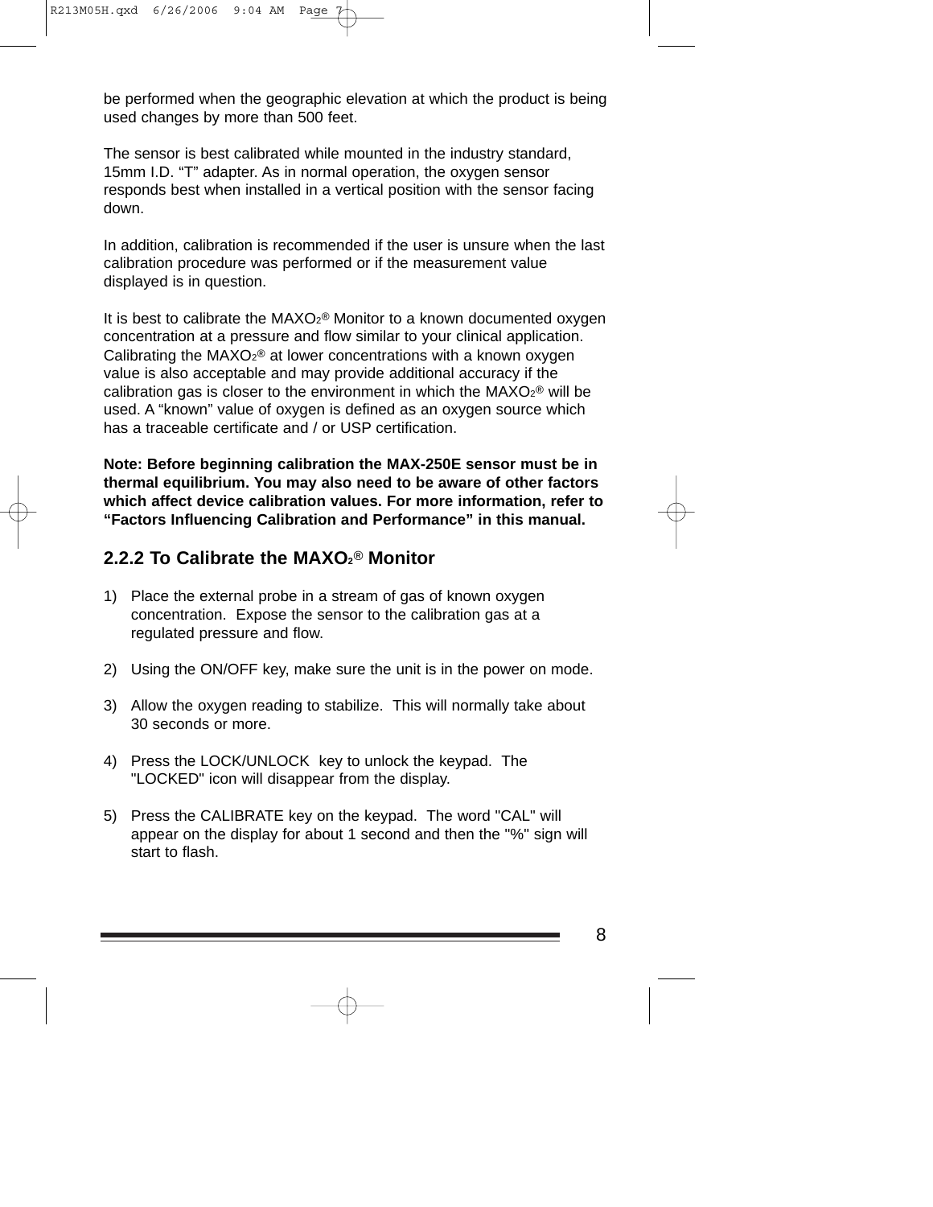be performed when the geographic elevation at which the product is being used changes by more than 500 feet.

The sensor is best calibrated while mounted in the industry standard, 15mm I.D. “T” adapter. As in normal operation, the oxygen sensor responds best when installed in a vertical position with the sensor facing down.

In addition, calibration is recommended if the user is unsure when the last calibration procedure was performed or if the measurement value displayed is in question.

It is best to calibrate the MAXO$_2$® Monitor to a known documented oxygen concentration at a pressure and flow similar to your clinical application. Calibrating the MAXO$_2$® at lower concentrations with a known oxygen value is also acceptable and may provide additional accuracy if the calibration gas is closer to the environment in which the MAXO$_2$® will be used. A “known” value of oxygen is defined as an oxygen source which has a traceable certificate and / or USP certification.

**Note: Before beginning calibration the MAX-250E sensor must be in thermal equilibrium. You may also need to be aware of other factors which affect device calibration values. For more information, refer to “Factors Influencing Calibration and Performance” in this manual.**

### 2.2.2 To Calibrate the MAXO$_2$® Monitor

1) Place the external probe in a stream of gas of known oxygen concentration. Expose the sensor to the calibration gas at a regulated pressure and flow.

2) Using the ON/OFF key, make sure the unit is in the power on mode.

3) Allow the oxygen reading to stabilize. This will normally take about 30 seconds or more.

4) Press the LOCK/UNLOCK key to unlock the keypad. The "LOCKED" icon will disappear from the display.

5) Press the CALIBRATE key on the keypad. The word "CAL" will appear on the display for about 1 second and then the "%" sign will start to flash.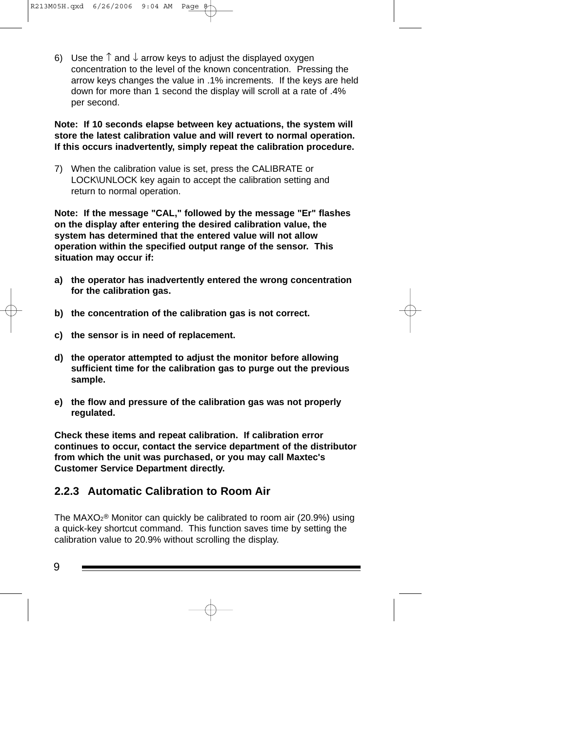6) Use the ↑ and ↓ arrow keys to adjust the displayed oxygen concentration to the level of the known concentration. Pressing the arrow keys changes the value in .1% increments. If the keys are held down for more than 1 second the display will scroll at a rate of .4% per second.

**Note: If 10 seconds elapse between key actuations, the system will store the latest calibration value and will revert to normal operation. If this occurs inadvertently, simply repeat the calibration procedure.**

7) When the calibration value is set, press the CALIBRATE or LOCK\UNLOCK key again to accept the calibration setting and return to normal operation.

**Note: If the message "CAL," followed by the message "Er" flashes on the display after entering the desired calibration value, the system has determined that the entered value will not allow operation within the specified output range of the sensor. This situation may occur if:**

**a) the operator has inadvertently entered the wrong concentration for the calibration gas.**

**b) the concentration of the calibration gas is not correct.**

**c) the sensor is in need of replacement.**

**d) the operator attempted to adjust the monitor before allowing sufficient time for the calibration gas to purge out the previous sample.**

**e) the flow and pressure of the calibration gas was not properly regulated.**

**Check these items and repeat calibration. If calibration error continues to occur, contact the service department of the distributor from which the unit was purchased, or you may call Maxtec's Customer Service Department directly.**

### 2.2.3 Automatic Calibration to Room Air

The MAXO₂® Monitor can quickly be calibrated to room air (20.9%) using a quick-key shortcut command. This function saves time by setting the calibration value to 20.9% without scrolling the display.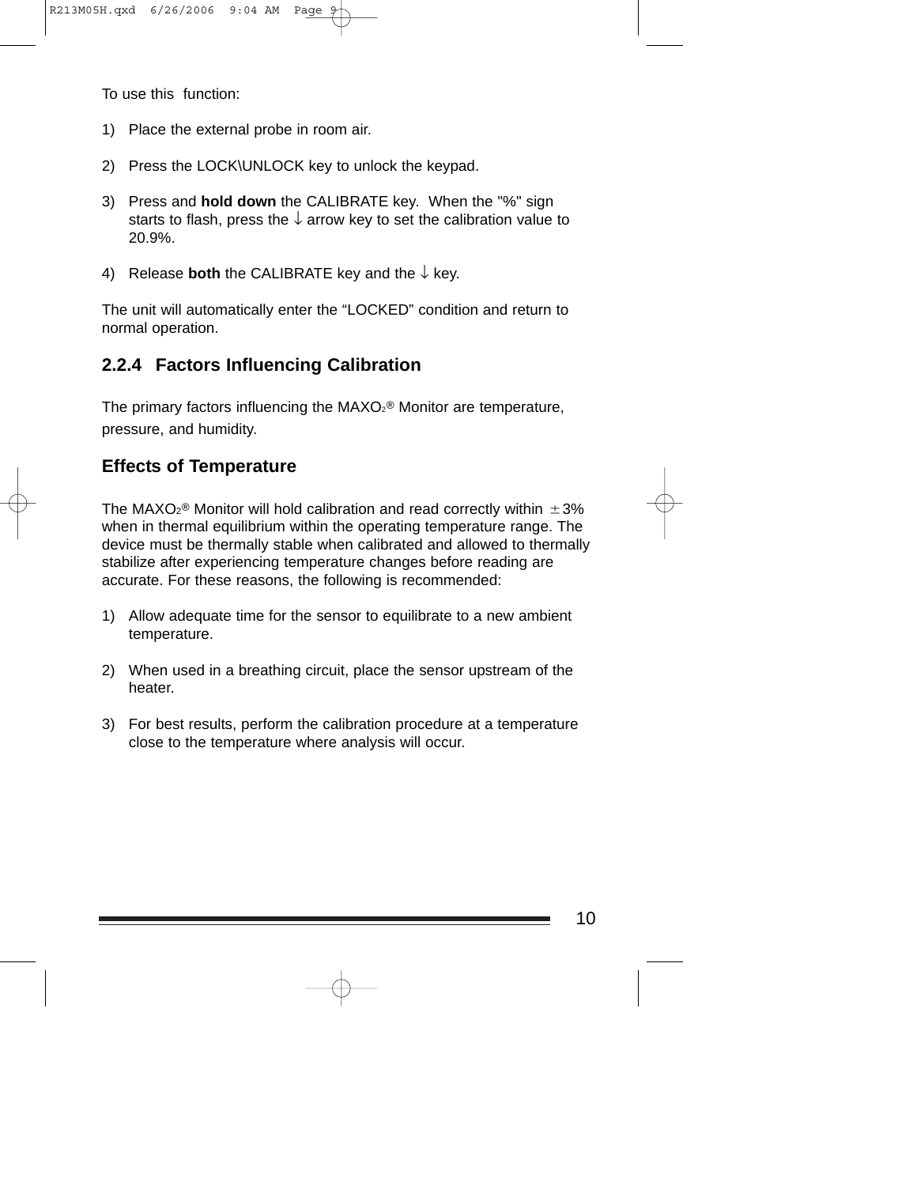To use this function:

1) Place the external probe in room air.

2) Press the LOCK\UNLOCK key to unlock the keypad.

3) Press and **hold down** the CALIBRATE key. When the "%" sign starts to flash, press the ↓ arrow key to set the calibration value to 20.9%.

4) Release **both** the CALIBRATE key and the ↓ key.

The unit will automatically enter the “LOCKED” condition and return to normal operation.

### 2.2.4 Factors Influencing Calibration

The primary factors influencing the MAXO$_2$® Monitor are temperature, pressure, and humidity.

### Effects of Temperature

The MAXO$_2$® Monitor will hold calibration and read correctly within ±3% when in thermal equilibrium within the operating temperature range. The device must be thermally stable when calibrated and allowed to thermally stabilize after experiencing temperature changes before reading are accurate. For these reasons, the following is recommended:

1) Allow adequate time for the sensor to equilibrate to a new ambient temperature.

2) When used in a breathing circuit, place the sensor upstream of the heater.

3) For best results, perform the calibration procedure at a temperature close to the temperature where analysis will occur.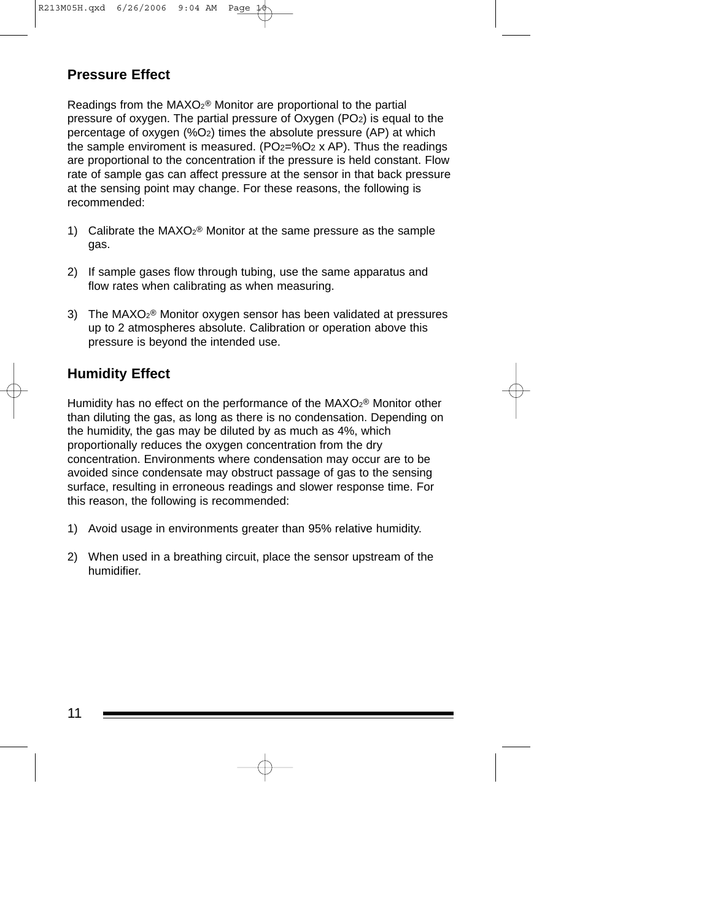## Pressure Effect

Readings from the MAXO$_2$® Monitor are proportional to the partial pressure of oxygen. The partial pressure of Oxygen ($PO_2$) is equal to the percentage of oxygen ($\%O_2$) times the absolute pressure (AP) at which the sample enviroment is measured. ($PO_2 = \%O_2 \times AP$). Thus the readings are proportional to the concentration if the pressure is held constant. Flow rate of sample gas can affect pressure at the sensor in that back pressure at the sensing point may change. For these reasons, the following is recommended:

1) Calibrate the MAXO$_2$® Monitor at the same pressure as the sample gas.

2) If sample gases flow through tubing, use the same apparatus and flow rates when calibrating as when measuring.

3) The MAXO$_2$® Monitor oxygen sensor has been validated at pressures up to 2 atmospheres absolute. Calibration or operation above this pressure is beyond the intended use.

## Humidity Effect

Humidity has no effect on the performance of the MAXO$_2$® Monitor other than diluting the gas, as long as there is no condensation. Depending on the humidity, the gas may be diluted by as much as 4%, which proportionally reduces the oxygen concentration from the dry concentration. Environments where condensation may occur are to be avoided since condensate may obstruct passage of gas to the sensing surface, resulting in erroneous readings and slower response time. For this reason, the following is recommended:

1) Avoid usage in environments greater than 95% relative humidity.

2) When used in a breathing circuit, place the sensor upstream of the humidifier.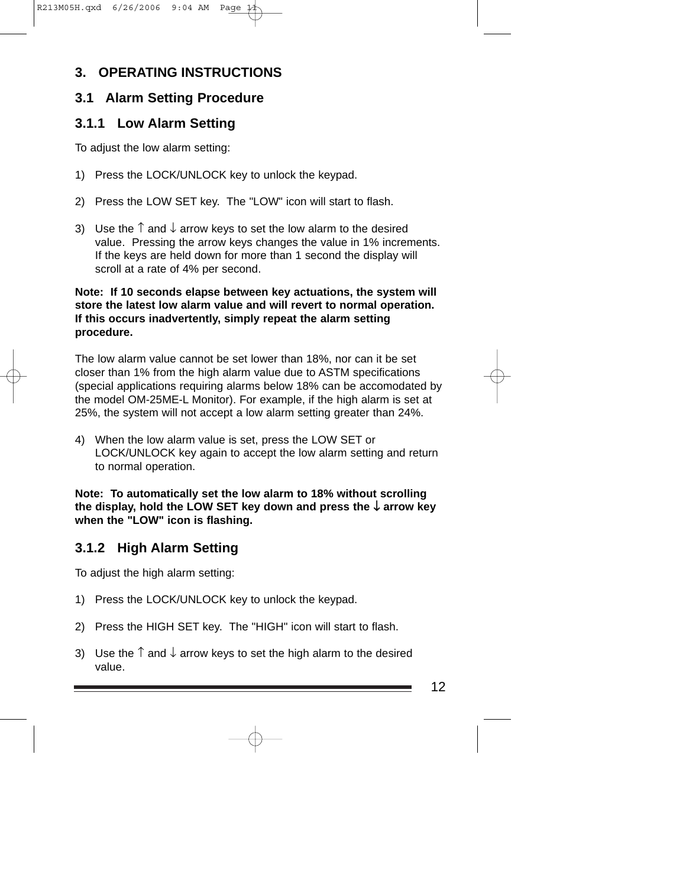# 3. OPERATING INSTRUCTIONS

## 3.1 Alarm Setting Procedure

### 3.1.1 Low Alarm Setting

To adjust the low alarm setting:

1) Press the LOCK/UNLOCK key to unlock the keypad.

2) Press the LOW SET key. The "LOW" icon will start to flash.

3) Use the ↑ and ↓ arrow keys to set the low alarm to the desired value. Pressing the arrow keys changes the value in 1% increments. If the keys are held down for more than 1 second the display will scroll at a rate of 4% per second.

**Note: If 10 seconds elapse between key actuations, the system will store the latest low alarm value and will revert to normal operation. If this occurs inadvertently, simply repeat the alarm setting procedure.**

The low alarm value cannot be set lower than 18%, nor can it be set closer than 1% from the high alarm value due to ASTM specifications (special applications requiring alarms below 18% can be accomodated by the model OM-25ME-L Monitor). For example, if the high alarm is set at 25%, the system will not accept a low alarm setting greater than 24%.

4) When the low alarm value is set, press the LOW SET or LOCK/UNLOCK key again to accept the low alarm setting and return to normal operation.

**Note: To automatically set the low alarm to 18% without scrolling the display, hold the LOW SET key down and press the ↓ arrow key when the "LOW" icon is flashing.**

### 3.1.2 High Alarm Setting

To adjust the high alarm setting:

1) Press the LOCK/UNLOCK key to unlock the keypad.

2) Press the HIGH SET key. The "HIGH" icon will start to flash.

3) Use the ↑ and ↓ arrow keys to set the high alarm to the desired value.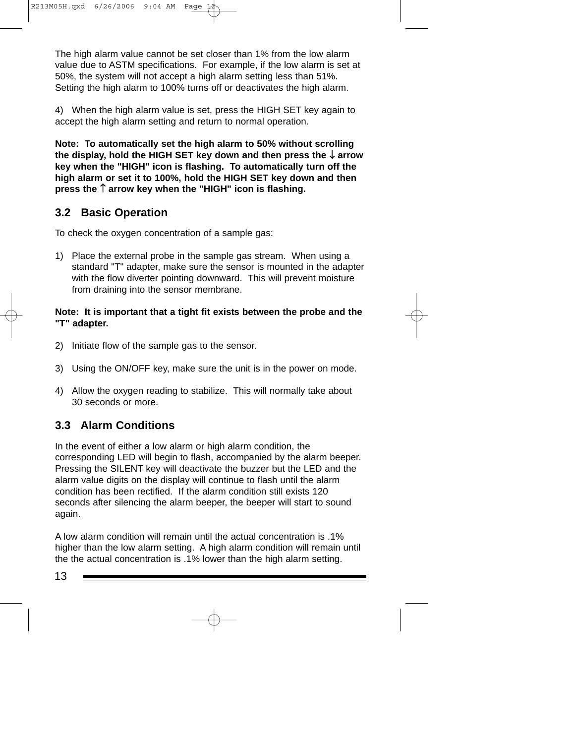The high alarm value cannot be set closer than 1% from the low alarm value due to ASTM specifications. For example, if the low alarm is set at 50%, the system will not accept a high alarm setting less than 51%. Setting the high alarm to 100% turns off or deactivates the high alarm.

4) When the high alarm value is set, press the HIGH SET key again to accept the high alarm setting and return to normal operation.

**Note: To automatically set the high alarm to 50% without scrolling the display, hold the HIGH SET key down and then press the ↓ arrow key when the "HIGH" icon is flashing. To automatically turn off the high alarm or set it to 100%, hold the HIGH SET key down and then press the ↑ arrow key when the "HIGH" icon is flashing.**

## 3.2 Basic Operation

To check the oxygen concentration of a sample gas:

1) Place the external probe in the sample gas stream. When using a standard "T" adapter, make sure the sensor is mounted in the adapter with the flow diverter pointing downward. This will prevent moisture from draining into the sensor membrane.

**Note: It is important that a tight fit exists between the probe and the "T" adapter.**

2) Initiate flow of the sample gas to the sensor.

3) Using the ON/OFF key, make sure the unit is in the power on mode.

4) Allow the oxygen reading to stabilize. This will normally take about 30 seconds or more.

## 3.3 Alarm Conditions

In the event of either a low alarm or high alarm condition, the corresponding LED will begin to flash, accompanied by the alarm beeper. Pressing the SILENT key will deactivate the buzzer but the LED and the alarm value digits on the display will continue to flash until the alarm condition has been rectified. If the alarm condition still exists 120 seconds after silencing the alarm beeper, the beeper will start to sound again.

A low alarm condition will remain until the actual concentration is .1% higher than the low alarm setting. A high alarm condition will remain until the the actual concentration is .1% lower than the high alarm setting.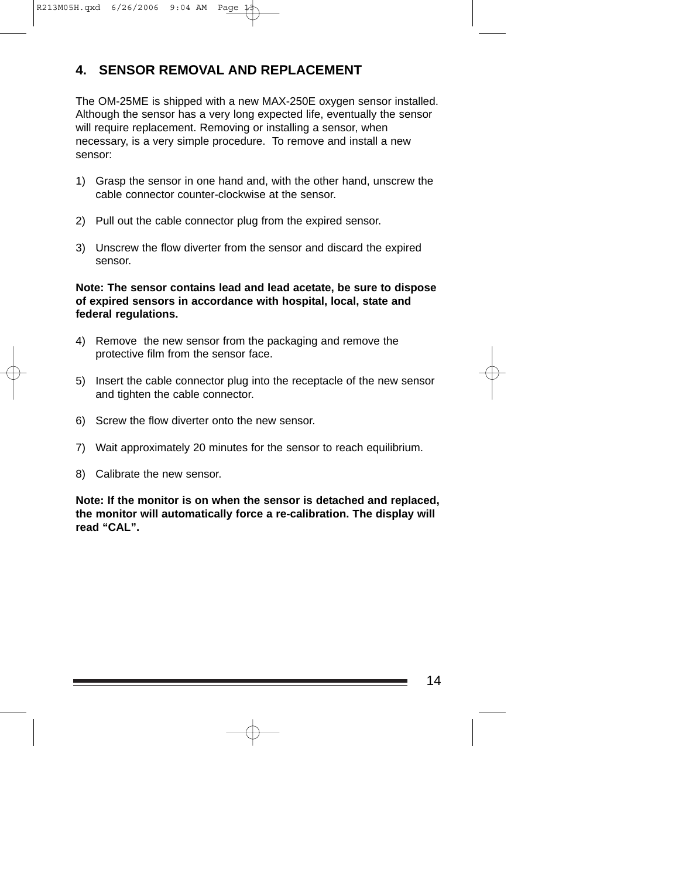## 4. SENSOR REMOVAL AND REPLACEMENT

The OM-25ME is shipped with a new MAX-250E oxygen sensor installed. Although the sensor has a very long expected life, eventually the sensor will require replacement. Removing or installing a sensor, when necessary, is a very simple procedure. To remove and install a new sensor:

1) Grasp the sensor in one hand and, with the other hand, unscrew the cable connector counter-clockwise at the sensor.

2) Pull out the cable connector plug from the expired sensor.

3) Unscrew the flow diverter from the sensor and discard the expired sensor.

**Note: The sensor contains lead and lead acetate, be sure to dispose of expired sensors in accordance with hospital, local, state and federal regulations.**

4) Remove the new sensor from the packaging and remove the protective film from the sensor face.

5) Insert the cable connector plug into the receptacle of the new sensor and tighten the cable connector.

6) Screw the flow diverter onto the new sensor.

7) Wait approximately 20 minutes for the sensor to reach equilibrium.

8) Calibrate the new sensor.

**Note: If the monitor is on when the sensor is detached and replaced, the monitor will automatically force a re-calibration. The display will read “CAL”.**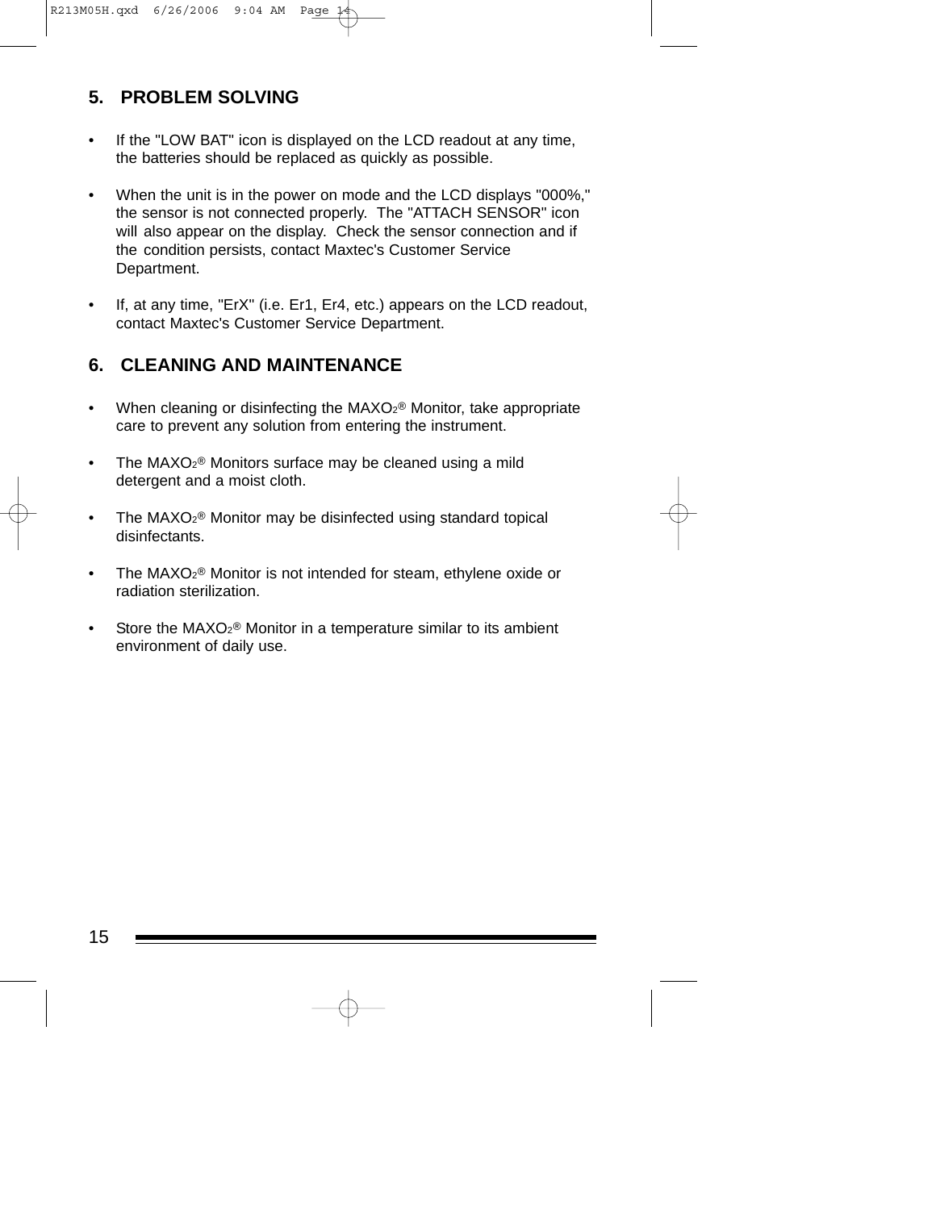## 5. PROBLEM SOLVING

- If the "LOW BAT" icon is displayed on the LCD readout at any time, the batteries should be replaced as quickly as possible.

- When the unit is in the power on mode and the LCD displays "000%," the sensor is not connected properly. The "ATTACH SENSOR" icon will also appear on the display. Check the sensor connection and if the condition persists, contact Maxtec's Customer Service Department.

- If, at any time, "ErX" (i.e. Er1, Er4, etc.) appears on the LCD readout, contact Maxtec's Customer Service Department.

## 6. CLEANING AND MAINTENANCE

- When cleaning or disinfecting the MAXO$_2$® Monitor, take appropriate care to prevent any solution from entering the instrument.

- The MAXO$_2$® Monitors surface may be cleaned using a mild detergent and a moist cloth.

- The MAXO$_2$® Monitor may be disinfected using standard topical disinfectants.

- The MAXO$_2$® Monitor is not intended for steam, ethylene oxide or radiation sterilization.

- Store the MAXO$_2$® Monitor in a temperature similar to its ambient environment of daily use.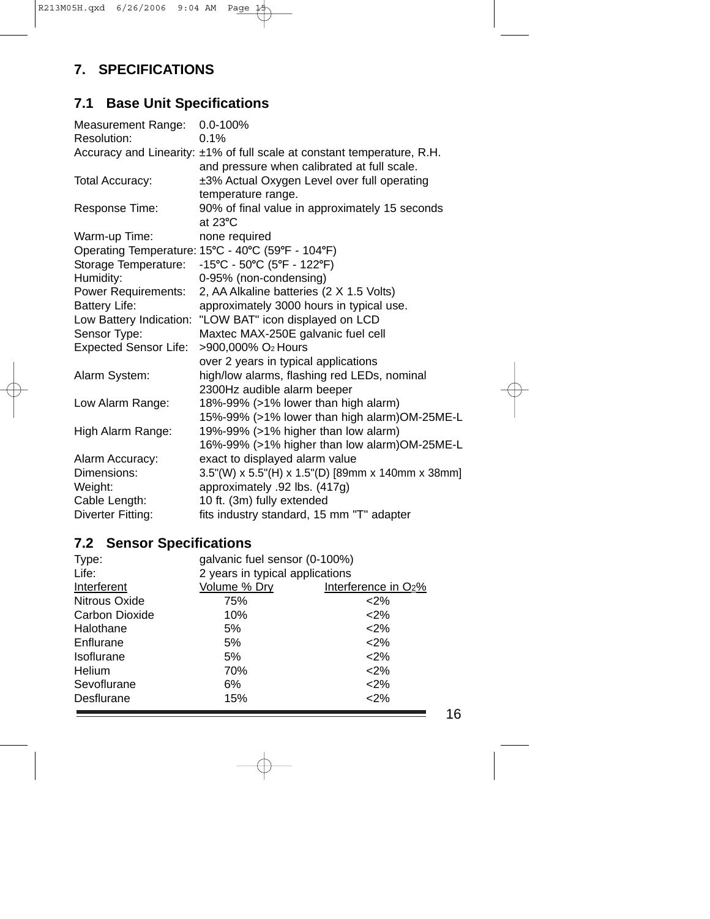## 7. SPECIFICATIONS

### 7.1 Base Unit Specifications

| | |
|---|---|
| Measurement Range: | 0.0-100% |
| Resolution: | 0.1% |
| Accuracy and Linearity: | ±1% of full scale at constant temperature, R.H. and pressure when calibrated at full scale. |
| Total Accuracy: | ±3% Actual Oxygen Level over full operating temperature range. |
| Response Time: | 90% of final value in approximately 15 seconds at 23°C |
| Warm-up Time: | none required |
| Operating Temperature: | 15°C - 40°C (59°F - 104°F) |
| Storage Temperature: | -15°C - 50°C (5°F - 122°F) |
| Humidity: | 0-95% (non-condensing) |
| Power Requirements: | 2, AA Alkaline batteries (2 X 1.5 Volts) |
| Battery Life: | approximately 3000 hours in typical use. |
| Low Battery Indication: | "LOW BAT" icon displayed on LCD |
| Sensor Type: | Maxtec MAX-250E galvanic fuel cell |
| Expected Sensor Life: | >900,000% $O_2$ Hours over 2 years in typical applications |
| Alarm System: | high/low alarms, flashing red LEDs, nominal 2300Hz audible alarm beeper |
| Low Alarm Range: | 18%-99% (>1% lower than high alarm) 15%-99% (>1% lower than high alarm)OM-25ME-L |
| High Alarm Range: | 19%-99% (>1% higher than low alarm) 16%-99% (>1% higher than low alarm)OM-25ME-L |
| Alarm Accuracy: | exact to displayed alarm value |
| Dimensions: | 3.5"(W) x 5.5"(H) x 1.5"(D) [89mm x 140mm x 38mm] |
| Weight: | approximately .92 lbs. (417g) |
| Cable Length: | 10 ft. (3m) fully extended |
| Diverter Fitting: | fits industry standard, 15 mm "T" adapter |

### 7.2 Sensor Specifications

Type: galvanic fuel sensor (0-100%)

Life: 2 years in typical applications

| Interferent | Volume % Dry | Interference in $O_2$% |
|---|---|---|
| Nitrous Oxide | 75% | <2% |
| Carbon Dioxide | 10% | <2% |
| Halothane | 5% | <2% |
| Enflurane | 5% | <2% |
| Isoflurane | 5% | <2% |
| Helium | 70% | <2% |
| Sevoflurane | 6% | <2% |
| Desflurane | 15% | <2% |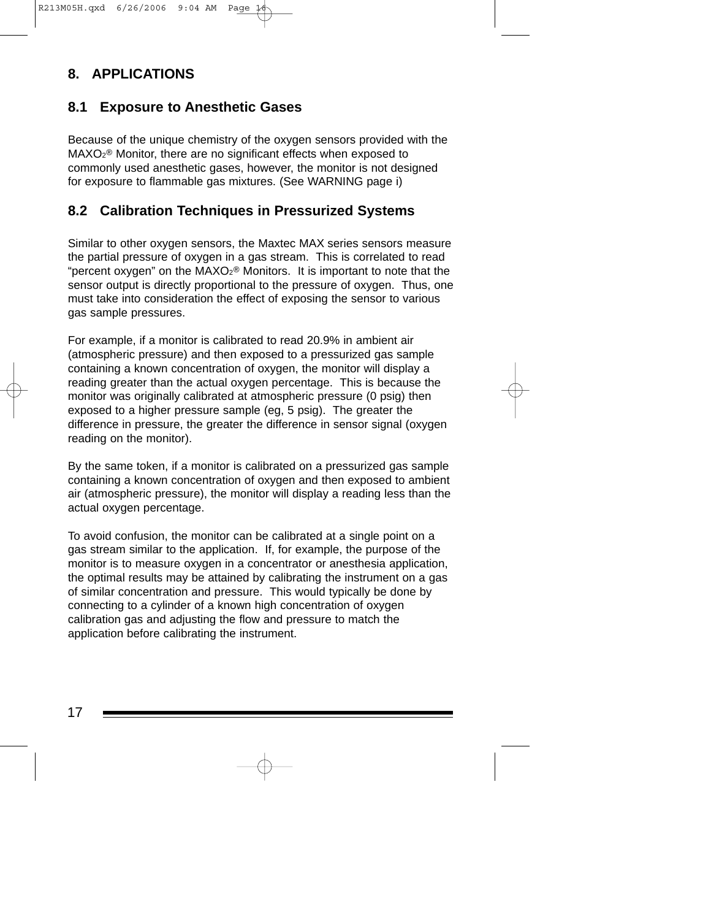# 8. APPLICATIONS

## 8.1 Exposure to Anesthetic Gases

Because of the unique chemistry of the oxygen sensors provided with the MAXO$_2$® Monitor, there are no significant effects when exposed to commonly used anesthetic gases, however, the monitor is not designed for exposure to flammable gas mixtures. (See WARNING page i)

## 8.2 Calibration Techniques in Pressurized Systems

Similar to other oxygen sensors, the Maxtec MAX series sensors measure the partial pressure of oxygen in a gas stream. This is correlated to read "percent oxygen" on the MAXO$_2$® Monitors. It is important to note that the sensor output is directly proportional to the pressure of oxygen. Thus, one must take into consideration the effect of exposing the sensor to various gas sample pressures.

For example, if a monitor is calibrated to read 20.9% in ambient air (atmospheric pressure) and then exposed to a pressurized gas sample containing a known concentration of oxygen, the monitor will display a reading greater than the actual oxygen percentage. This is because the monitor was originally calibrated at atmospheric pressure (0 psig) then exposed to a higher pressure sample (eg, 5 psig). The greater the difference in pressure, the greater the difference in sensor signal (oxygen reading on the monitor).

By the same token, if a monitor is calibrated on a pressurized gas sample containing a known concentration of oxygen and then exposed to ambient air (atmospheric pressure), the monitor will display a reading less than the actual oxygen percentage.

To avoid confusion, the monitor can be calibrated at a single point on a gas stream similar to the application. If, for example, the purpose of the monitor is to measure oxygen in a concentrator or anesthesia application, the optimal results may be attained by calibrating the instrument on a gas of similar concentration and pressure. This would typically be done by connecting to a cylinder of a known high concentration of oxygen calibration gas and adjusting the flow and pressure to match the application before calibrating the instrument.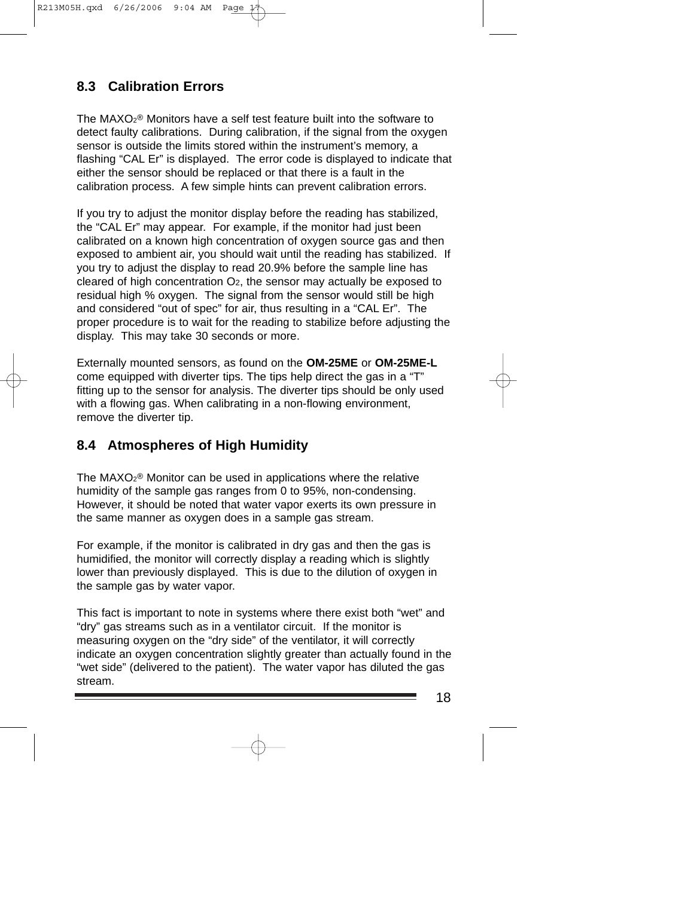## 8.3 Calibration Errors

The MAXO$_2$® Monitors have a self test feature built into the software to detect faulty calibrations. During calibration, if the signal from the oxygen sensor is outside the limits stored within the instrument's memory, a flashing "CAL Er" is displayed. The error code is displayed to indicate that either the sensor should be replaced or that there is a fault in the calibration process. A few simple hints can prevent calibration errors.

If you try to adjust the monitor display before the reading has stabilized, the "CAL Er" may appear. For example, if the monitor had just been calibrated on a known high concentration of oxygen source gas and then exposed to ambient air, you should wait until the reading has stabilized. If you try to adjust the display to read 20.9% before the sample line has cleared of high concentration $O_2$, the sensor may actually be exposed to residual high % oxygen. The signal from the sensor would still be high and considered "out of spec" for air, thus resulting in a "CAL Er". The proper procedure is to wait for the reading to stabilize before adjusting the display. This may take 30 seconds or more.

Externally mounted sensors, as found on the **OM-25ME** or **OM-25ME-L** come equipped with diverter tips. The tips help direct the gas in a "T" fitting up to the sensor for analysis. The diverter tips should be only used with a flowing gas. When calibrating in a non-flowing environment, remove the diverter tip.

## 8.4 Atmospheres of High Humidity

The MAXO$_2$® Monitor can be used in applications where the relative humidity of the sample gas ranges from 0 to 95%, non-condensing. However, it should be noted that water vapor exerts its own pressure in the same manner as oxygen does in a sample gas stream.

For example, if the monitor is calibrated in dry gas and then the gas is humidified, the monitor will correctly display a reading which is slightly lower than previously displayed. This is due to the dilution of oxygen in the sample gas by water vapor.

This fact is important to note in systems where there exist both "wet" and "dry" gas streams such as in a ventilator circuit. If the monitor is measuring oxygen on the "dry side" of the ventilator, it will correctly indicate an oxygen concentration slightly greater than actually found in the "wet side" (delivered to the patient). The water vapor has diluted the gas stream.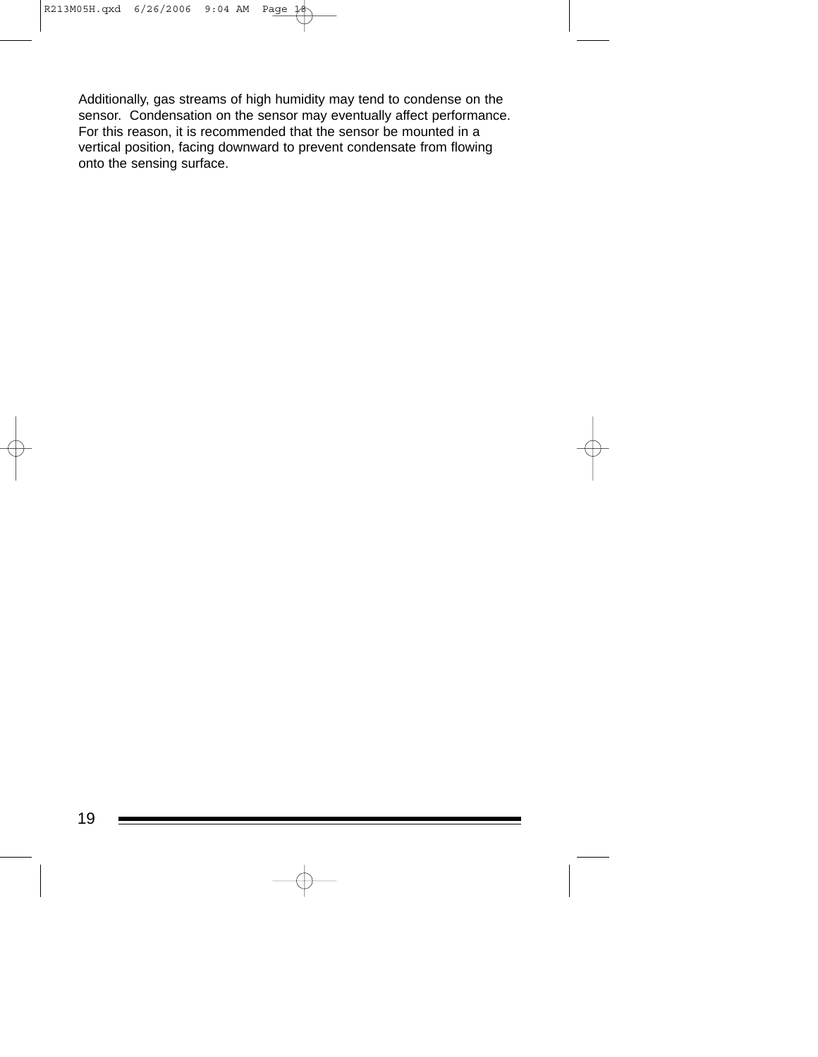Additionally, gas streams of high humidity may tend to condense on the sensor. Condensation on the sensor may eventually affect performance. For this reason, it is recommended that the sensor be mounted in a vertical position, facing downward to prevent condensate from flowing onto the sensing surface.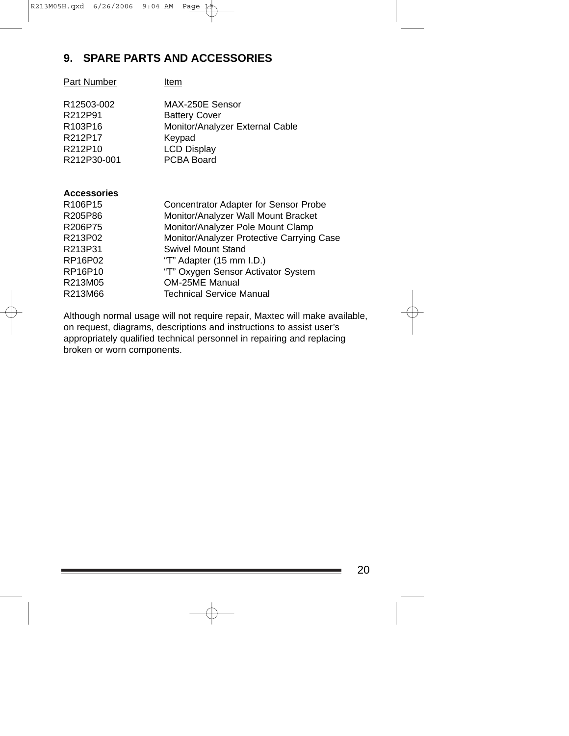## 9. SPARE PARTS AND ACCESSORIES

| Part Number | Item |
|---|---|
| R12503-002 | MAX-250E Sensor |
| R212P91 | Battery Cover |
| R103P16 | Monitor/Analyzer External Cable |
| R212P17 | Keypad |
| R212P10 | LCD Display |
| R212P30-001 | PCBA Board |

**Accessories**

| | |
|---|---|
| R106P15 | Concentrator Adapter for Sensor Probe |
| R205P86 | Monitor/Analyzer Wall Mount Bracket |
| R206P75 | Monitor/Analyzer Pole Mount Clamp |
| R213P02 | Monitor/Analyzer Protective Carrying Case |
| R213P31 | Swivel Mount Stand |
| RP16P02 | “T” Adapter (15 mm I.D.) |
| RP16P10 | “T” Oxygen Sensor Activator System |
| R213M05 | OM-25ME Manual |
| R213M66 | Technical Service Manual |

Although normal usage will not require repair, Maxtec will make available, on request, diagrams, descriptions and instructions to assist user’s appropriately qualified technical personnel in repairing and replacing broken or worn components.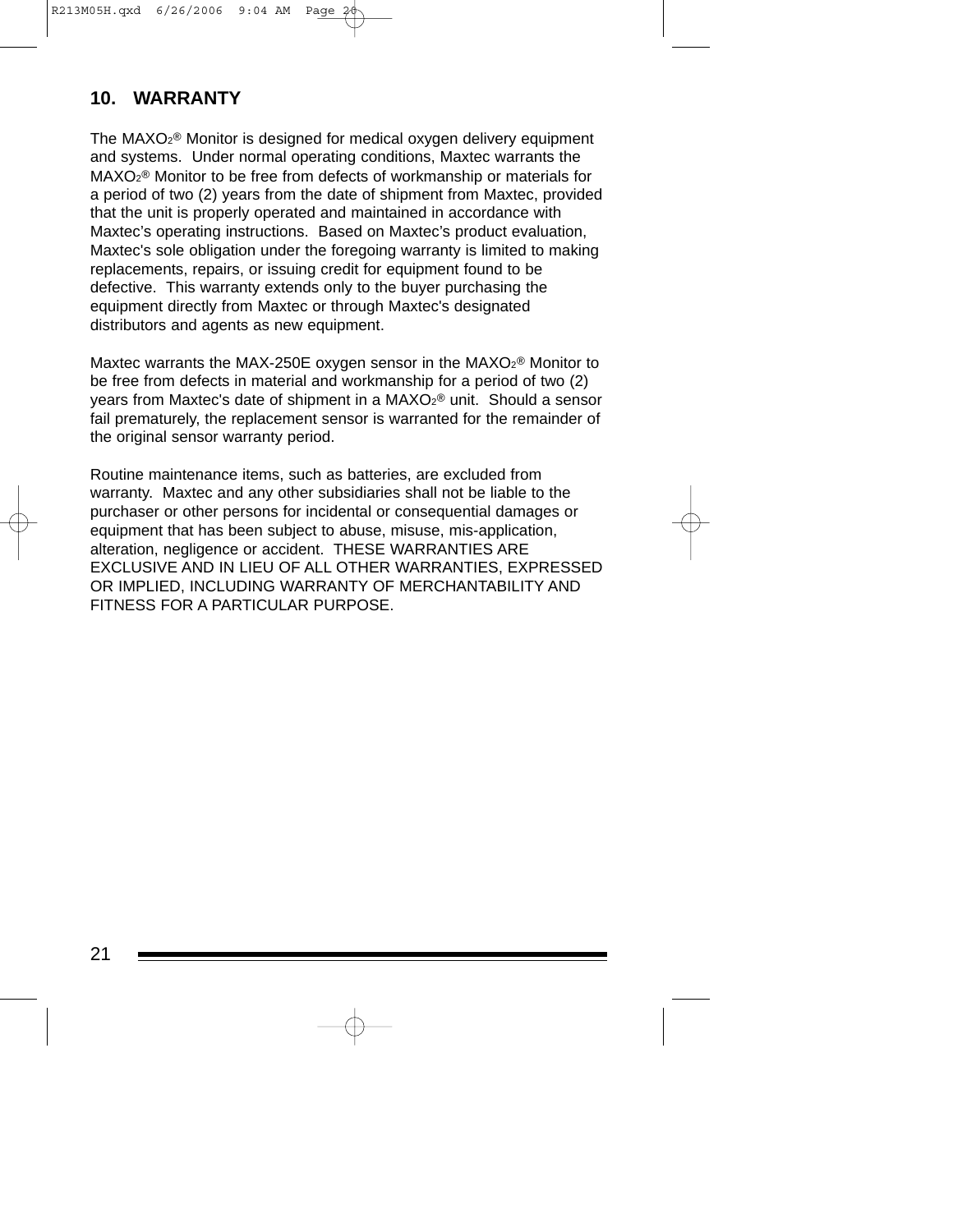## 10. WARRANTY

The MAXO$_2$® Monitor is designed for medical oxygen delivery equipment and systems. Under normal operating conditions, Maxtec warrants the MAXO$_2$® Monitor to be free from defects of workmanship or materials for a period of two (2) years from the date of shipment from Maxtec, provided that the unit is properly operated and maintained in accordance with Maxtec's operating instructions. Based on Maxtec's product evaluation, Maxtec's sole obligation under the foregoing warranty is limited to making replacements, repairs, or issuing credit for equipment found to be defective. This warranty extends only to the buyer purchasing the equipment directly from Maxtec or through Maxtec's designated distributors and agents as new equipment.

Maxtec warrants the MAX-250E oxygen sensor in the MAXO$_2$® Monitor to be free from defects in material and workmanship for a period of two (2) years from Maxtec's date of shipment in a MAXO$_2$® unit. Should a sensor fail prematurely, the replacement sensor is warranted for the remainder of the original sensor warranty period.

Routine maintenance items, such as batteries, are excluded from warranty. Maxtec and any other subsidiaries shall not be liable to the purchaser or other persons for incidental or consequential damages or equipment that has been subject to abuse, misuse, mis-application, alteration, negligence or accident. THESE WARRANTIES ARE EXCLUSIVE AND IN LIEU OF ALL OTHER WARRANTIES, EXPRESSED OR IMPLIED, INCLUDING WARRANTY OF MERCHANTABILITY AND FITNESS FOR A PARTICULAR PURPOSE.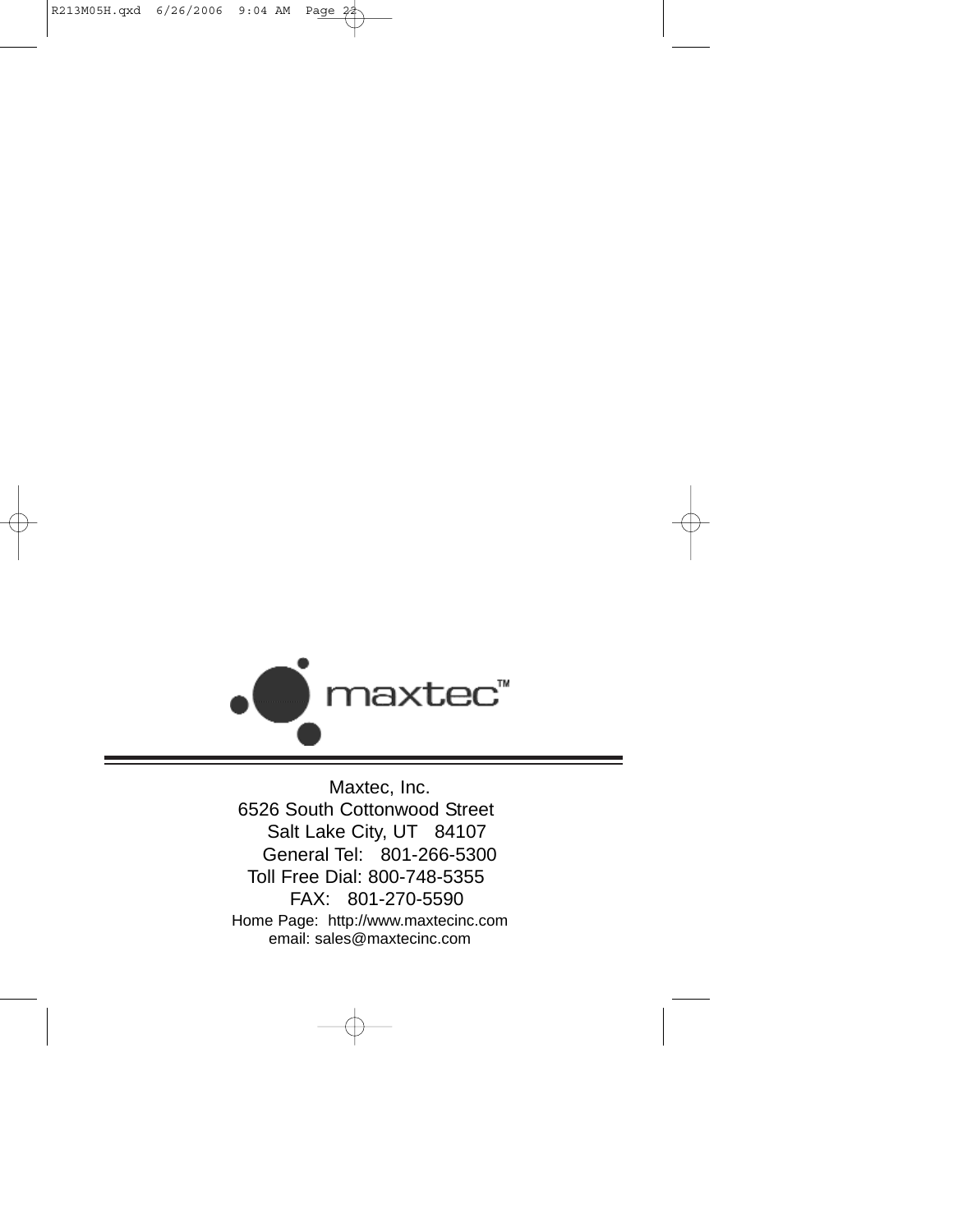maxtec™

Maxtec, Inc.
6526 South Cottonwood Street
Salt Lake City, UT 84107
General Tel: 801-266-5300
Toll Free Dial: 800-748-5355
FAX: 801-270-5590
Home Page: http://www.maxtecinc.com
email: sales@maxtecinc.com